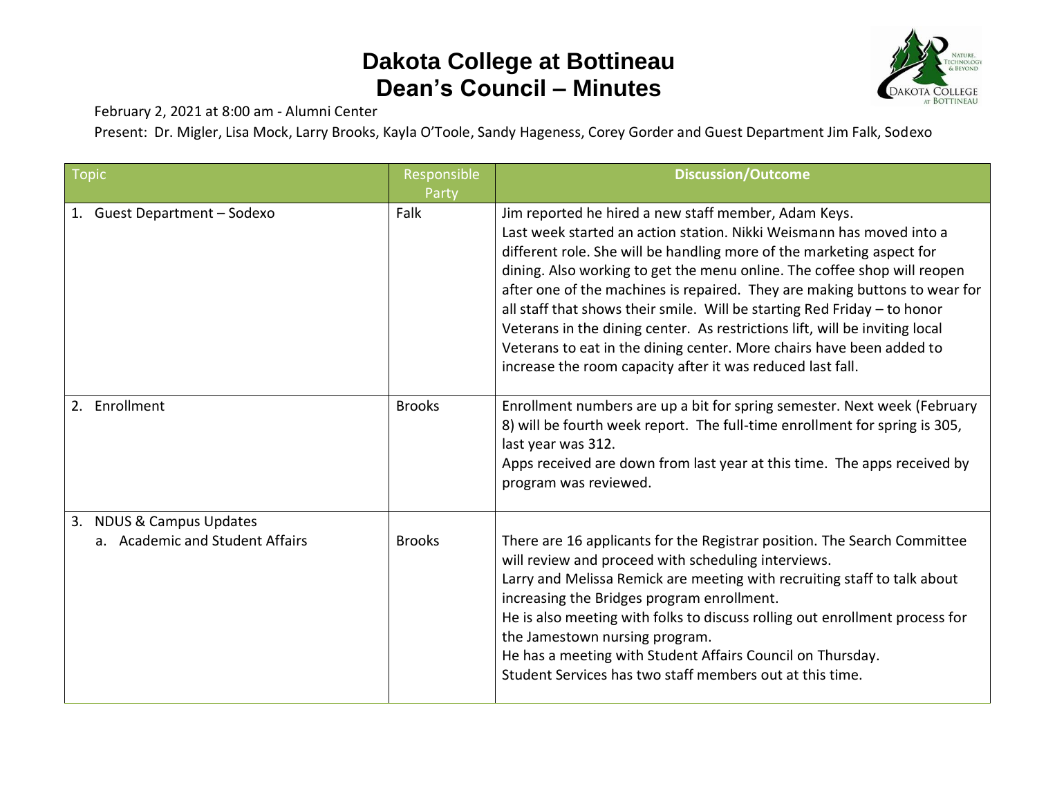# Dakota College at Bottineau
# Dean's Council – Minutes

February 2, 2021 at 8:00 am - Alumni Center

Present: Dr. Migler, Lisa Mock, Larry Brooks, Kayla O'Toole, Sandy Hageness, Corey Gorder and Guest Department Jim Falk, Sodexo

| Topic | Responsible Party | Discussion/Outcome |
|---|---|---|
| 1. Guest Department – Sodexo | Falk | Jim reported he hired a new staff member, Adam Keys. Last week started an action station. Nikki Weismann has moved into a different role. She will be handling more of the marketing aspect for dining. Also working to get the menu online. The coffee shop will reopen after one of the machines is repaired. They are making buttons to wear for all staff that shows their smile. Will be starting Red Friday – to honor Veterans in the dining center. As restrictions lift, will be inviting local Veterans to eat in the dining center. More chairs have been added to increase the room capacity after it was reduced last fall. |
| 2. Enrollment | Brooks | Enrollment numbers are up a bit for spring semester. Next week (February 8) will be fourth week report. The full-time enrollment for spring is 305, last year was 312. Apps received are down from last year at this time. The apps received by program was reviewed. |
| 3. NDUS & Campus Updates<br>a. Academic and Student Affairs | Brooks | There are 16 applicants for the Registrar position. The Search Committee will review and proceed with scheduling interviews. Larry and Melissa Remick are meeting with recruiting staff to talk about increasing the Bridges program enrollment. He is also meeting with folks to discuss rolling out enrollment process for the Jamestown nursing program. He has a meeting with Student Affairs Council on Thursday. Student Services has two staff members out at this time. |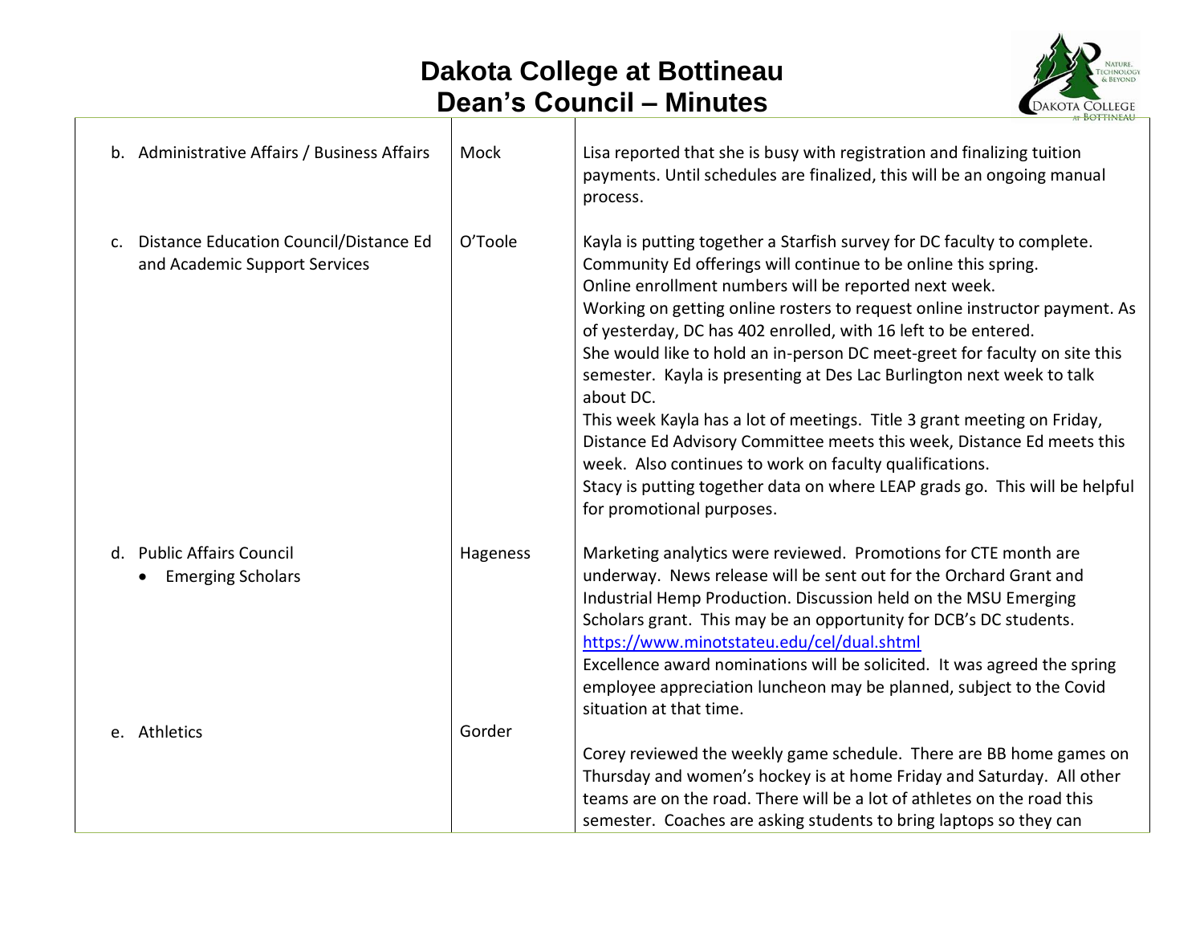# Dakota College at Bottineau
## Dean's Council – Minutes

| | | |
|---|---|---|
| b. Administrative Affairs / Business Affairs | Mock | Lisa reported that she is busy with registration and finalizing tuition payments. Until schedules are finalized, this will be an ongoing manual process. |
| c. Distance Education Council/Distance Ed and Academic Support Services | O'Toole | Kayla is putting together a Starfish survey for DC faculty to complete. Community Ed offerings will continue to be online this spring. Online enrollment numbers will be reported next week. Working on getting online rosters to request online instructor payment. As of yesterday, DC has 402 enrolled, with 16 left to be entered. She would like to hold an in-person DC meet-greet for faculty on site this semester. Kayla is presenting at Des Lac Burlington next week to talk about DC. This week Kayla has a lot of meetings. Title 3 grant meeting on Friday, Distance Ed Advisory Committee meets this week, Distance Ed meets this week. Also continues to work on faculty qualifications. Stacy is putting together data on where LEAP grads go. This will be helpful for promotional purposes. |
| d. Public Affairs Council<br>• Emerging Scholars | Hageness | Marketing analytics were reviewed. Promotions for CTE month are underway. News release will be sent out for the Orchard Grant and Industrial Hemp Production. Discussion held on the MSU Emerging Scholars grant. This may be an opportunity for DCB's DC students. https://www.minotstateu.edu/cel/dual.shtml Excellence award nominations will be solicited. It was agreed the spring employee appreciation luncheon may be planned, subject to the Covid situation at that time. |
| e. Athletics | Gorder | Corey reviewed the weekly game schedule. There are BB home games on Thursday and women's hockey is at home Friday and Saturday. All other teams are on the road. There will be a lot of athletes on the road this semester. Coaches are asking students to bring laptops so they can |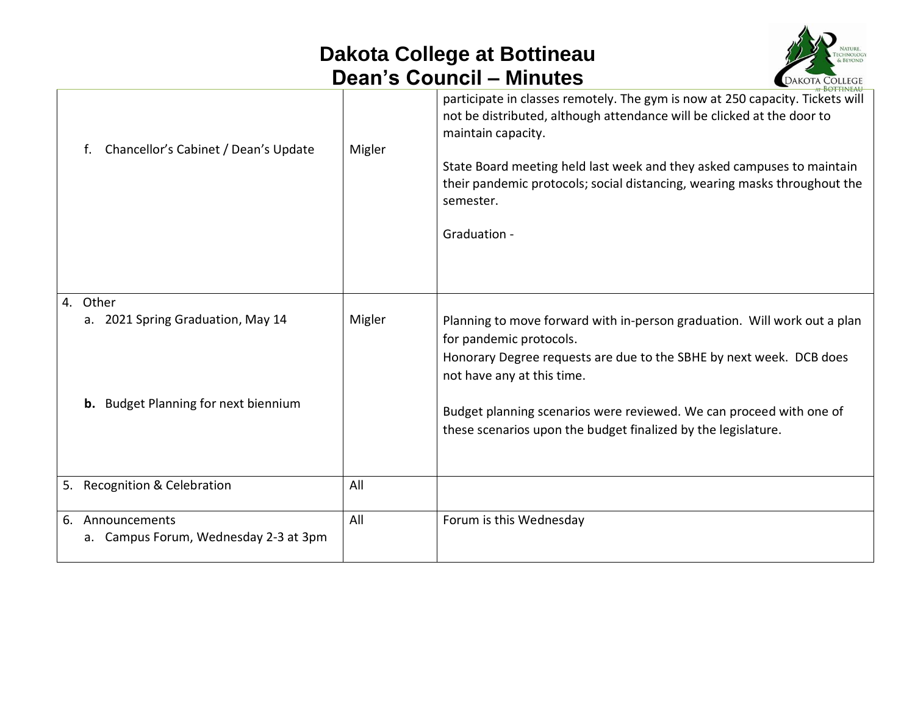| | | |
|---|---|---|
| f. Chancellor's Cabinet / Dean's Update | Migler | participate in classes remotely. The gym is now at 250 capacity. Tickets will not be distributed, although attendance will be clicked at the door to maintain capacity.<br><br>State Board meeting held last week and they asked campuses to maintain their pandemic protocols; social distancing, wearing masks throughout the semester.<br><br>Graduation - |
| 4. Other<br>a. 2021 Spring Graduation, May 14<br><br><br>**b.** Budget Planning for next biennium | Migler | Planning to move forward with in-person graduation. Will work out a plan for pandemic protocols.<br>Honorary Degree requests are due to the SBHE by next week. DCB does not have any at this time.<br><br>Budget planning scenarios were reviewed. We can proceed with one of these scenarios upon the budget finalized by the legislature. |
| 5. Recognition & Celebration | All | |
| 6. Announcements<br>a. Campus Forum, Wednesday 2-3 at 3pm | All | Forum is this Wednesday |